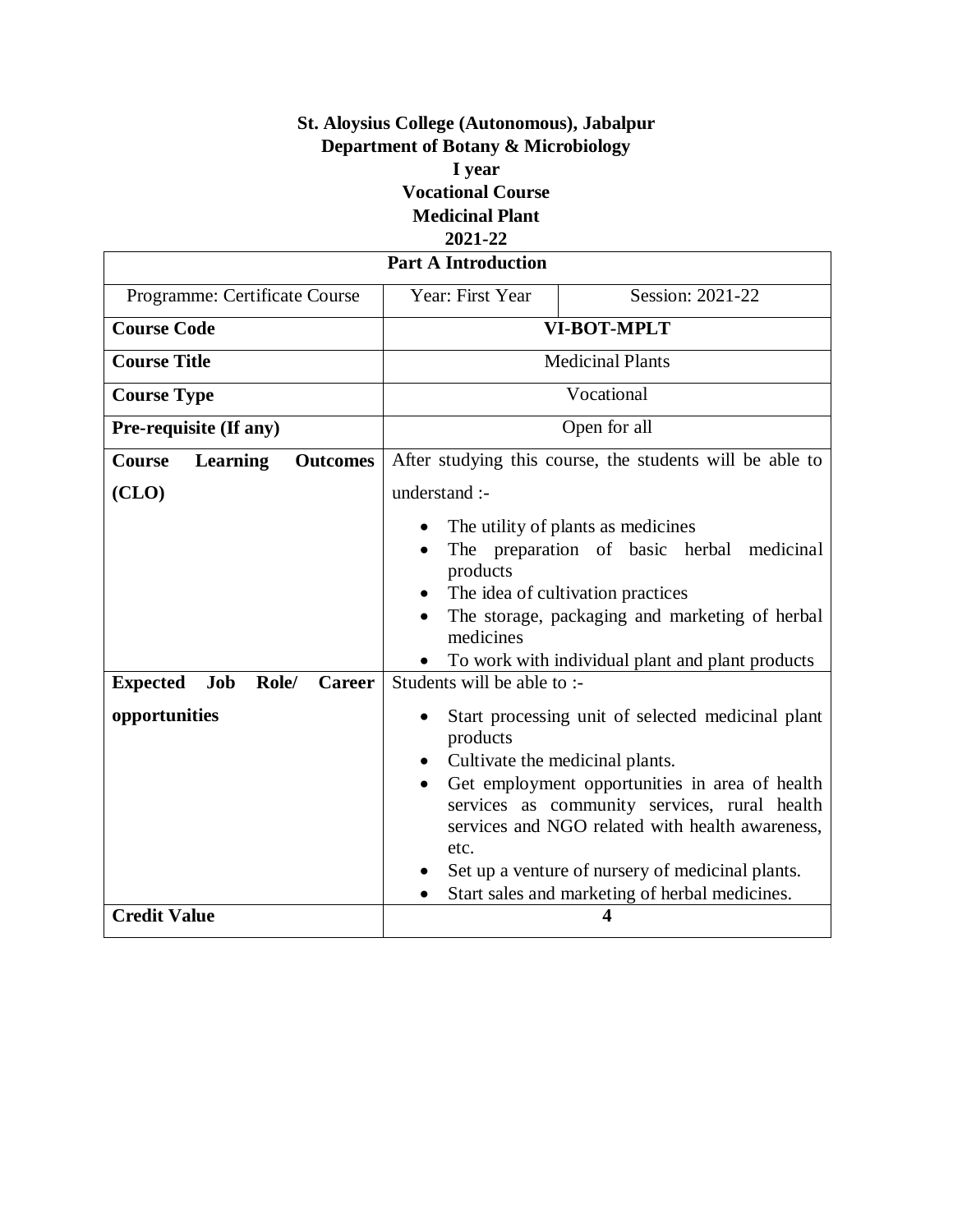**St. Aloysius College (Autonomous), Jabalpur**
**Department of Botany & Microbiology**
**I year**
**Vocational Course**
**Medicinal Plant**
**2021-22**

| **Part A Introduction** | | |
|---|---|---|
| Programme: Certificate Course | Year: First Year | Session: 2021-22 |
| **Course Code** | **VI-BOT-MPLT** | |
| **Course Title** | Medicinal Plants | |
| **Course Type** | Vocational | |
| **Pre-requisite (If any)** | Open for all | |
| **Course Learning Outcomes (CLO)** | After studying this course, the students will be able to understand :-<br>• The utility of plants as medicines<br>• The preparation of basic herbal medicinal products<br>• The idea of cultivation practices<br>• The storage, packaging and marketing of herbal medicines<br>• To work with individual plant and plant products | |
| **Expected Job Role/ Career opportunities** | Students will be able to :-<br>• Start processing unit of selected medicinal plant products<br>• Cultivate the medicinal plants.<br>• Get employment opportunities in area of health services as community services, rural health services and NGO related with health awareness, etc.<br>• Set up a venture of nursery of medicinal plants.<br>• Start sales and marketing of herbal medicines. | |
| **Credit Value** | **4** | |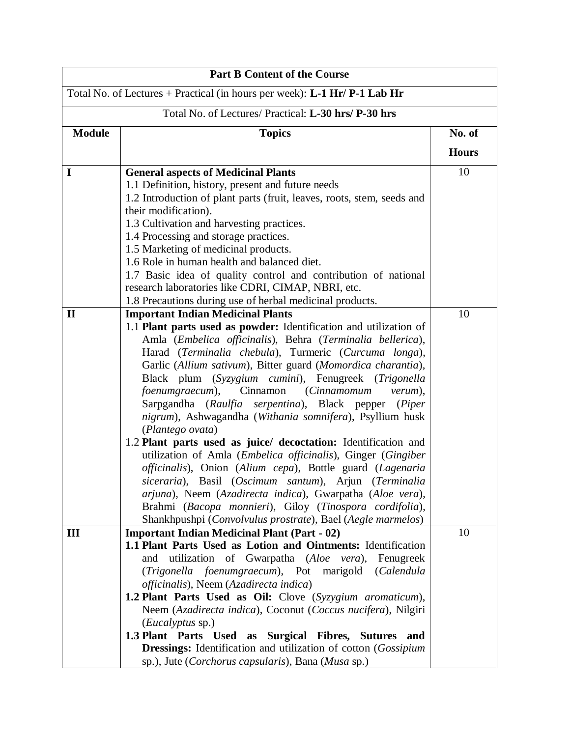| Part B Content of the Course | | |
|---|---|---|
| Total No. of Lectures + Practical (in hours per week): **L-1 Hr/ P-1 Lab Hr** | | |
| Total No. of Lectures/ Practical: **L-30 hrs/ P-30 hrs** | | |
| **Module** | **Topics** | **No. of Hours** |
| **I** | **General aspects of Medicinal Plants**<br>1.1 Definition, history, present and future needs<br>1.2 Introduction of plant parts (fruit, leaves, roots, stem, seeds and their modification).<br>1.3 Cultivation and harvesting practices.<br>1.4 Processing and storage practices.<br>1.5 Marketing of medicinal products.<br>1.6 Role in human health and balanced diet.<br>1.7 Basic idea of quality control and contribution of national research laboratories like CDRI, CIMAP, NBRI, etc.<br>1.8 Precautions during use of herbal medicinal products. | 10 |
| **II** | **Important Indian Medicinal Plants**<br>1.1 **Plant parts used as powder:** Identification and utilization of Amla (*Embelica officinalis*), Behra (*Terminalia bellerica*), Harad (*Terminalia chebula*), Turmeric (*Curcuma longa*), Garlic (*Allium sativum*), Bitter guard (*Momordica charantia*), Black plum (*Syzygium cumini*), Fenugreek (*Trigonella foenumgraecum*), Cinnamon (*Cinnamomum verum*), Sarpgandha (*Raulfia serpentina*), Black pepper (*Piper nigrum*), Ashwagandha (*Withania somnifera*), Psyllium husk (*Plantego ovata*)<br>1.2 **Plant parts used as juice/ decoctation:** Identification and utilization of Amla (*Embelica officinalis*), Ginger (*Gingiber officinalis*), Onion (*Alium cepa*), Bottle guard (*Lagenaria siceraria*), Basil (*Oscimum santum*), Arjun (*Terminalia arjuna*), Neem (*Azadirecta indica*), Gwarpatha (*Aloe vera*), Brahmi (*Bacopa monnieri*), Giloy (*Tinospora cordifolia*), Shankhpushpi (*Convolvulus prostrate*), Bael (*Aegle marmelos*) | 10 |
| **III** | **Important Indian Medicinal Plant (Part - 02)**<br>**1.1 Plant Parts Used as Lotion and Ointments:** Identification and utilization of Gwarpatha (*Aloe vera*), Fenugreek (*Trigonella foenumgraecum*), Pot marigold (*Calendula officinalis*), Neem (*Azadirecta indica*)<br>**1.2 Plant Parts Used as Oil:** Clove (*Syzygium aromaticum*), Neem (*Azadirecta indica*), Coconut (*Coccus nucifera*), Nilgiri (*Eucalyptus* sp.)<br>**1.3 Plant Parts Used as Surgical Fibres, Sutures and Dressings:** Identification and utilization of cotton (*Gossipium* sp.), Jute (*Corchorus capsularis*), Bana (*Musa* sp.) | 10 |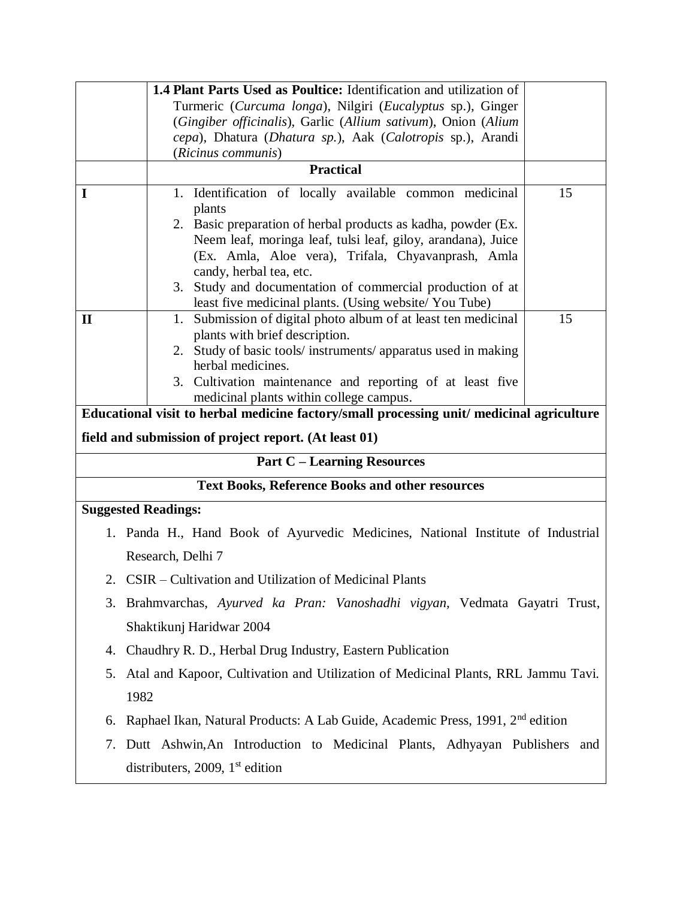| | | |
|---|---|---|
| | **1.4 Plant Parts Used as Poultice:** Identification and utilization of Turmeric (*Curcuma longa*), Nilgiri (*Eucalyptus* sp.), Ginger (*Gingiber officinalis*), Garlic (*Allium sativum*), Onion (*Alium cepa*), Dhatura (*Dhatura sp.*), Aak (*Calotropis* sp.), Arandi (*Ricinus communis*) | |
| | **Practical** | |
| **I** | 1. Identification of locally available common medicinal plants<br>2. Basic preparation of herbal products as kadha, powder (Ex. Neem leaf, moringa leaf, tulsi leaf, giloy, arandana), Juice (Ex. Amla, Aloe vera), Trifala, Chyavanprash, Amla candy, herbal tea, etc.<br>3. Study and documentation of commercial production of at least five medicinal plants. (Using website/ You Tube) | 15 |
| **II** | 1. Submission of digital photo album of at least ten medicinal plants with brief description.<br>2. Study of basic tools/ instruments/ apparatus used in making herbal medicines.<br>3. Cultivation maintenance and reporting of at least five medicinal plants within college campus. | 15 |

**Educational visit to herbal medicine factory/small processing unit/ medicinal agriculture field and submission of project report. (At least 01)**

**Part C – Learning Resources**

**Text Books, Reference Books and other resources**

**Suggested Readings:**

1. Panda H., Hand Book of Ayurvedic Medicines, National Institute of Industrial Research, Delhi 7
2. CSIR – Cultivation and Utilization of Medicinal Plants
3. Brahmvarchas, *Ayurved ka Pran: Vanoshadhi vigyan,* Vedmata Gayatri Trust, Shaktikunj Haridwar 2004
4. Chaudhry R. D., Herbal Drug Industry, Eastern Publication
5. Atal and Kapoor, Cultivation and Utilization of Medicinal Plants, RRL Jammu Tavi. 1982
6. Raphael Ikan, Natural Products: A Lab Guide, Academic Press, 1991, 2nd edition
7. Dutt Ashwin,An Introduction to Medicinal Plants, Adhyayan Publishers and distributers, 2009, 1st edition